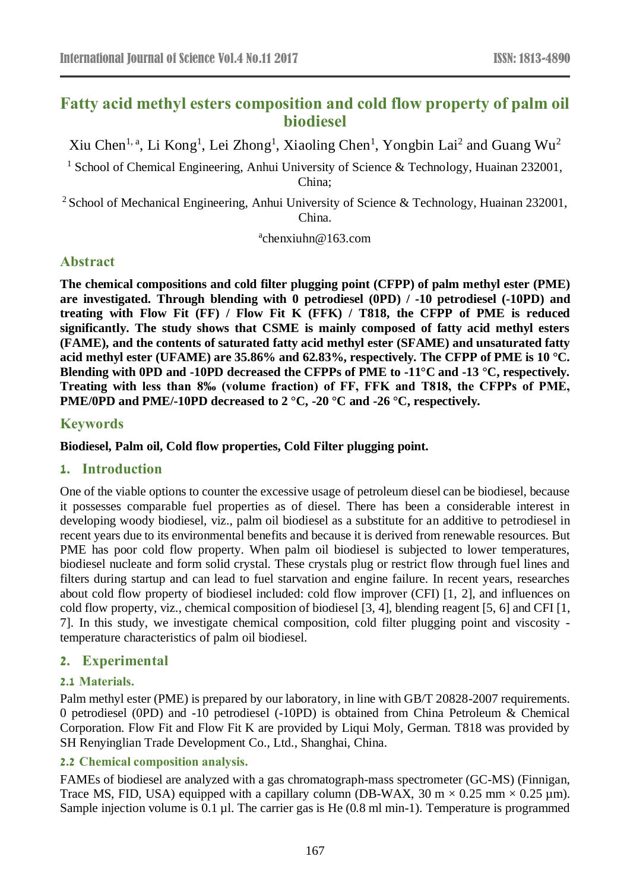# Fatty acid methyl esters composition and cold flow property of palm oil biodiesel

Xiu Chen[1, a], Li Kong[1], Lei Zhong[1], Xiaoling Chen[1], Yongbin Lai[2] and Guang Wu[2]

[1] School of Chemical Engineering, Anhui University of Science & Technology, Huainan 232001, China;

[2] School of Mechanical Engineering, Anhui University of Science & Technology, Huainan 232001, China.

[a]chenxiuhn@163.com

## Abstract

**The chemical compositions and cold filter plugging point (CFPP) of palm methyl ester (PME) are investigated. Through blending with 0 petrodiesel (0PD) / -10 petrodiesel (-10PD) and treating with Flow Fit (FF) / Flow Fit K (FFK) / T818, the CFPP of PME is reduced significantly. The study shows that CSME is mainly composed of fatty acid methyl esters (FAME), and the contents of saturated fatty acid methyl ester (SFAME) and unsaturated fatty acid methyl ester (UFAME) are 35.86% and 62.83%, respectively. The CFPP of PME is 10 °C. Blending with 0PD and -10PD decreased the CFPPs of PME to -11°C and -13 °C, respectively. Treating with less than 8‰ (volume fraction) of FF, FFK and T818, the CFPPs of PME, PME/0PD and PME/-10PD decreased to 2 °C, -20 °C and -26 °C, respectively.**

## Keywords

**Biodiesel, Palm oil, Cold flow properties, Cold Filter plugging point.**

## 1. Introduction

One of the viable options to counter the excessive usage of petroleum diesel can be biodiesel, because it possesses comparable fuel properties as of diesel. There has been a considerable interest in developing woody biodiesel, viz., palm oil biodiesel as a substitute for an additive to petrodiesel in recent years due to its environmental benefits and because it is derived from renewable resources. But PME has poor cold flow property. When palm oil biodiesel is subjected to lower temperatures, biodiesel nucleate and form solid crystal. These crystals plug or restrict flow through fuel lines and filters during startup and can lead to fuel starvation and engine failure. In recent years, researches about cold flow property of biodiesel included: cold flow improver (CFI) [1, 2], and influences on cold flow property, viz., chemical composition of biodiesel [3, 4], blending reagent [5, 6] and CFI [1, 7]. In this study, we investigate chemical composition, cold filter plugging point and viscosity - temperature characteristics of palm oil biodiesel.

## 2. Experimental

### 2.1 Materials.

Palm methyl ester (PME) is prepared by our laboratory, in line with GB/T 20828-2007 requirements. 0 petrodiesel (0PD) and -10 petrodiesel (-10PD) is obtained from China Petroleum & Chemical Corporation. Flow Fit and Flow Fit K are provided by Liqui Moly, German. T818 was provided by SH Renyinglian Trade Development Co., Ltd., Shanghai, China.

### 2.2 Chemical composition analysis.

FAMEs of biodiesel are analyzed with a gas chromatograph-mass spectrometer (GC-MS) (Finnigan, Trace MS, FID, USA) equipped with a capillary column (DB-WAX, 30 m × 0.25 mm × 0.25 μm). Sample injection volume is 0.1 μl. The carrier gas is He (0.8 ml min-1). Temperature is programmed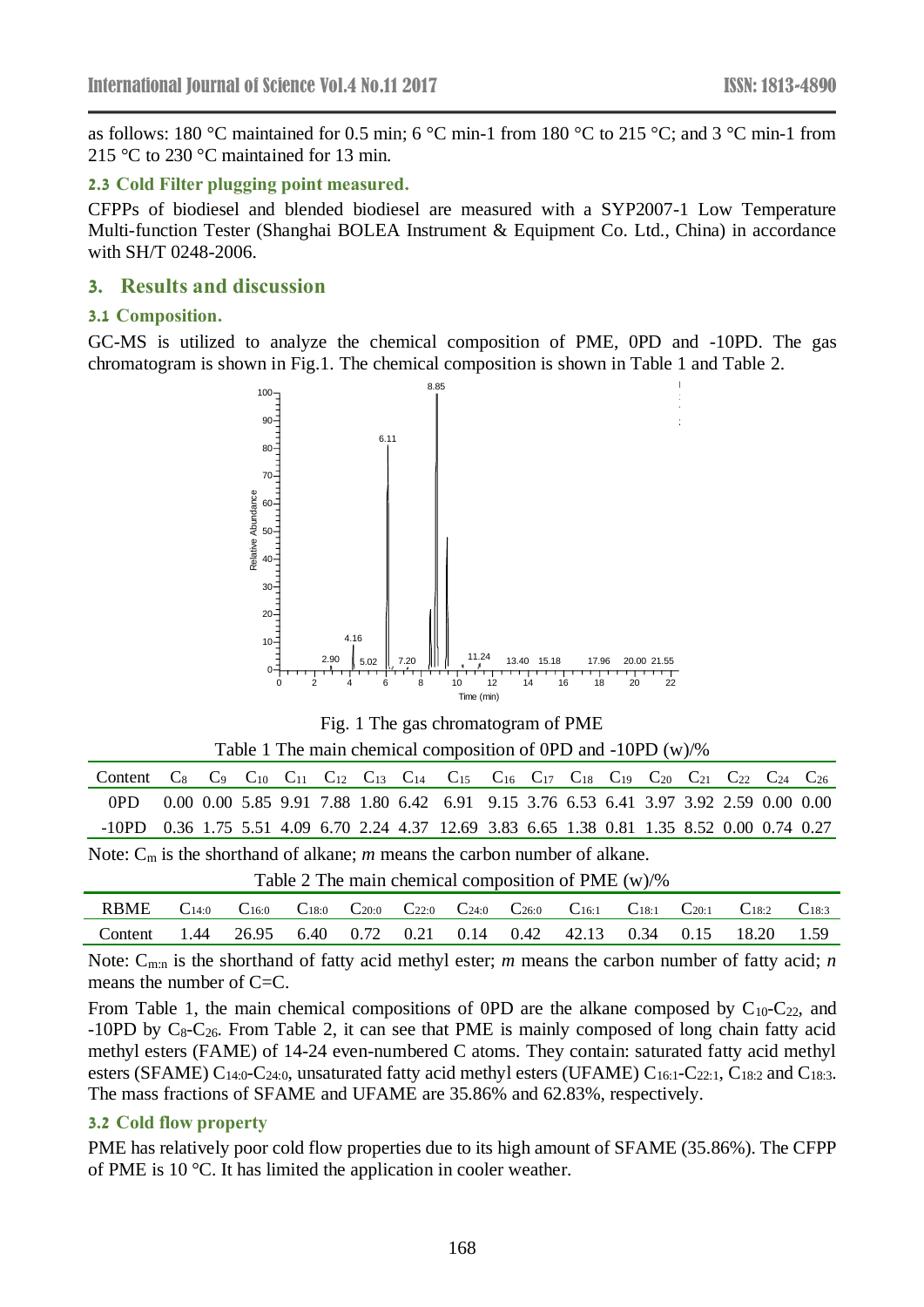as follows: 180 °C maintained for 0.5 min; 6 °C min-1 from 180 °C to 215 °C; and 3 °C min-1 from 215 °C to 230 °C maintained for 13 min.

### 2.3 Cold Filter plugging point measured.

CFPPs of biodiesel and blended biodiesel are measured with a SYP2007-1 Low Temperature Multi-function Tester (Shanghai BOLEA Instrument & Equipment Co. Ltd., China) in accordance with SH/T 0248-2006.

## 3. Results and discussion

### 3.1 Composition.

GC-MS is utilized to analyze the chemical composition of PME, 0PD and -10PD. The gas chromatogram is shown in Fig.1. The chemical composition is shown in Table 1 and Table 2.

Fig. 1 The gas chromatogram of PME

Table 1 The main chemical composition of 0PD and -10PD (w)/%

| Content | $C_8$ | $C_9$ | $C_{10}$ | $C_{11}$ | $C_{12}$ | $C_{13}$ | $C_{14}$ | $C_{15}$ | $C_{16}$ | $C_{17}$ | $C_{18}$ | $C_{19}$ | $C_{20}$ | $C_{21}$ | $C_{22}$ | $C_{24}$ | $C_{26}$ |
|---|---|---|---|---|---|---|---|---|---|---|---|---|---|---|---|---|---|
| 0PD | 0.00 | 0.00 | 5.85 | 9.91 | 7.88 | 1.80 | 6.42 | 6.91 | 9.15 | 3.76 | 6.53 | 6.41 | 3.97 | 3.92 | 2.59 | 0.00 | 0.00 |
| -10PD | 0.36 | 1.75 | 5.51 | 4.09 | 6.70 | 2.24 | 4.37 | 12.69 | 3.83 | 6.65 | 1.38 | 0.81 | 1.35 | 8.52 | 0.00 | 0.74 | 0.27 |

Note: $C_m$ is the shorthand of alkane; *m* means the carbon number of alkane.

Table 2 The main chemical composition of PME (w)/%

| RBME | $C_{14:0}$ | $C_{16:0}$ | $C_{18:0}$ | $C_{20:0}$ | $C_{22:0}$ | $C_{24:0}$ | $C_{26:0}$ | $C_{16:1}$ | $C_{18:1}$ | $C_{20:1}$ | $C_{18:2}$ | $C_{18:3}$ |
|---|---|---|---|---|---|---|---|---|---|---|---|---|
| Content | 1.44 | 26.95 | 6.40 | 0.72 | 0.21 | 0.14 | 0.42 | 42.13 | 0.34 | 0.15 | 18.20 | 1.59 |

Note: $C_{m:n}$ is the shorthand of fatty acid methyl ester; *m* means the carbon number of fatty acid; *n* means the number of C=C.

From Table 1, the main chemical compositions of 0PD are the alkane composed by $C_{10}$-$C_{22}$, and -10PD by $C_8$-$C_{26}$. From Table 2, it can see that PME is mainly composed of long chain fatty acid methyl esters (FAME) of 14-24 even-numbered C atoms. They contain: saturated fatty acid methyl esters (SFAME) $C_{14:0}$-$C_{24:0}$, unsaturated fatty acid methyl esters (UFAME) $C_{16:1}$-$C_{22:1}$, $C_{18:2}$ and $C_{18:3}$. The mass fractions of SFAME and UFAME are 35.86% and 62.83%, respectively.

### 3.2 Cold flow property

PME has relatively poor cold flow properties due to its high amount of SFAME (35.86%). The CFPP of PME is 10 °C. It has limited the application in cooler weather.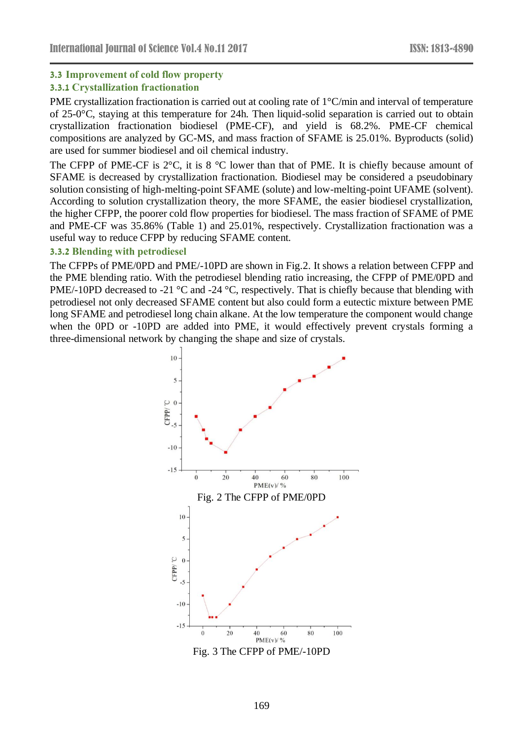## 3.3 Improvement of cold flow property

### 3.3.1 Crystallization fractionation

PME crystallization fractionation is carried out at cooling rate of 1°C/min and interval of temperature of 25-0°C, staying at this temperature for 24h. Then liquid-solid separation is carried out to obtain crystallization fractionation biodiesel (PME-CF), and yield is 68.2%. PME-CF chemical compositions are analyzed by GC-MS, and mass fraction of SFAME is 25.01%. Byproducts (solid) are used for summer biodiesel and oil chemical industry.

The CFPP of PME-CF is 2°C, it is 8 °C lower than that of PME. It is chiefly because amount of SFAME is decreased by crystallization fractionation. Biodiesel may be considered a pseudobinary solution consisting of high-melting-point SFAME (solute) and low-melting-point UFAME (solvent). According to solution crystallization theory, the more SFAME, the easier biodiesel crystallization, the higher CFPP, the poorer cold flow properties for biodiesel. The mass fraction of SFAME of PME and PME-CF was 35.86% (Table 1) and 25.01%, respectively. Crystallization fractionation was a useful way to reduce CFPP by reducing SFAME content.

### 3.3.2 Blending with petrodiesel

The CFPPs of PME/0PD and PME/-10PD are shown in Fig.2. It shows a relation between CFPP and the PME blending ratio. With the petrodiesel blending ratio increasing, the CFPP of PME/0PD and PME/-10PD decreased to -21 °C and -24 °C, respectively. That is chiefly because that blending with petrodiesel not only decreased SFAME content but also could form a eutectic mixture between PME long SFAME and petrodiesel long chain alkane. At the low temperature the component would change when the 0PD or -10PD are added into PME, it would effectively prevent crystals forming a three-dimensional network by changing the shape and size of crystals.

Fig. 2 The CFPP of PME/0PD

Fig. 3 The CFPP of PME/-10PD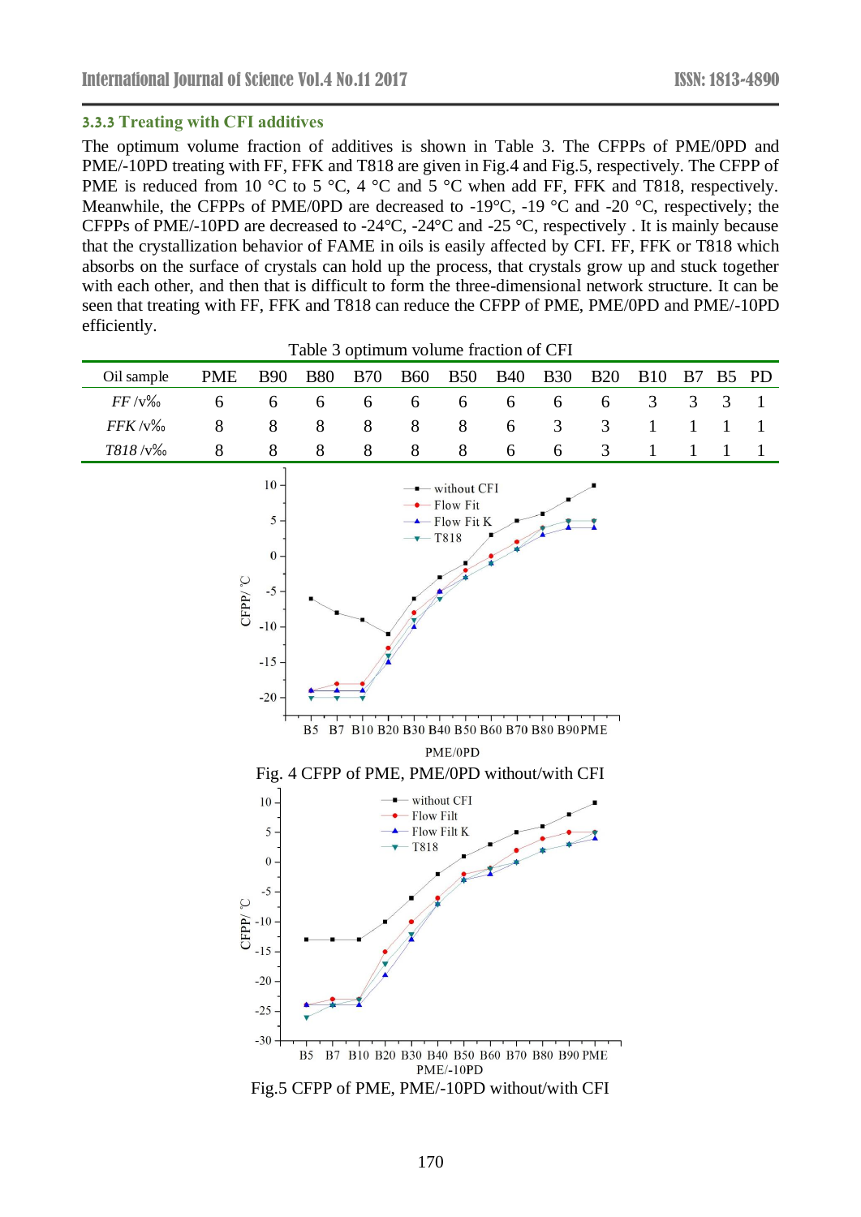### 3.3.3 Treating with CFI additives

The optimum volume fraction of additives is shown in Table 3. The CFPPs of PME/0PD and PME/-10PD treating with FF, FFK and T818 are given in Fig.4 and Fig.5, respectively. The CFPP of PME is reduced from 10 °C to 5 °C, 4 °C and 5 °C when add FF, FFK and T818, respectively. Meanwhile, the CFPPs of PME/0PD are decreased to -19°C, -19 °C and -20 °C, respectively; the CFPPs of PME/-10PD are decreased to -24°C, -24°C and -25 °C, respectively . It is mainly because that the crystallization behavior of FAME in oils is easily affected by CFI. FF, FFK or T818 which absorbs on the surface of crystals can hold up the process, that crystals grow up and stuck together with each other, and then that is difficult to form the three-dimensional network structure. It can be seen that treating with FF, FFK and T818 can reduce the CFPP of PME, PME/0PD and PME/-10PD efficiently.

Table 3 optimum volume fraction of CFI

| Oil sample | PME | B90 | B80 | B70 | B60 | B50 | B40 | B30 | B20 | B10 | B7 | B5 | PD |
|---|---|---|---|---|---|---|---|---|---|---|---|---|---|
| *FF* /v‰ | 6 | 6 | 6 | 6 | 6 | 6 | 6 | 6 | 6 | 3 | 3 | 3 | 1 |
| *FFK* /v‰ | 8 | 8 | 8 | 8 | 8 | 8 | 6 | 3 | 3 | 1 | 1 | 1 | 1 |
| *T818* /v‰ | 8 | 8 | 8 | 8 | 8 | 8 | 6 | 6 | 3 | 1 | 1 | 1 | 1 |

Fig. 4 CFPP of PME, PME/0PD without/with CFI

Fig.5 CFPP of PME, PME/-10PD without/with CFI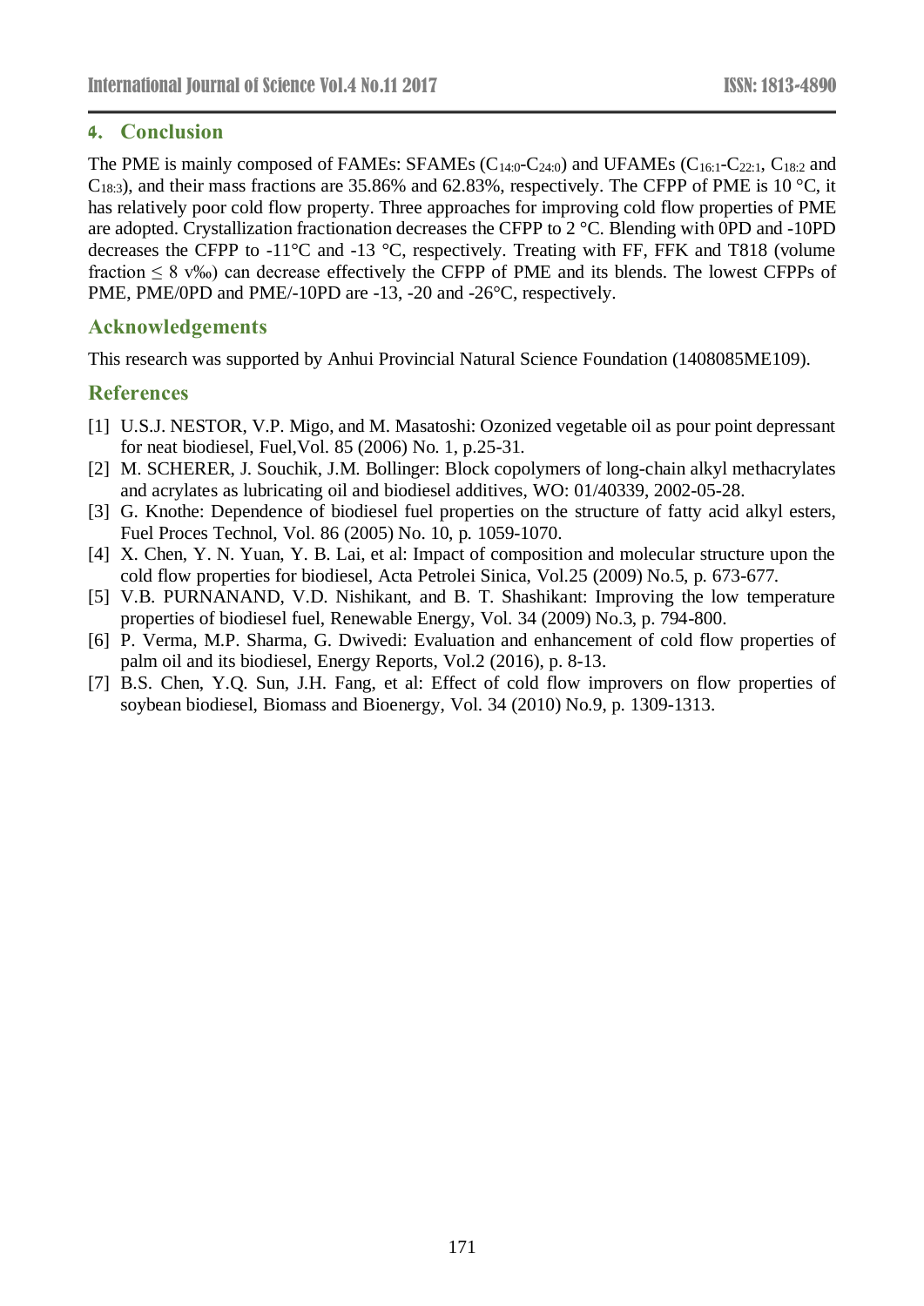## 4. Conclusion

The PME is mainly composed of FAMEs: SFAMEs ($C_{14:0}$-$C_{24:0}$) and UFAMEs ($C_{16:1}$-$C_{22:1}$, $C_{18:2}$ and $C_{18:3}$), and their mass fractions are 35.86% and 62.83%, respectively. The CFPP of PME is 10 °C, it has relatively poor cold flow property. Three approaches for improving cold flow properties of PME are adopted. Crystallization fractionation decreases the CFPP to 2 °C. Blending with 0PD and -10PD decreases the CFPP to -11°C and -13 °C, respectively. Treating with FF, FFK and T818 (volume fraction ≤ 8 v‰) can decrease effectively the CFPP of PME and its blends. The lowest CFPPs of PME, PME/0PD and PME/-10PD are -13, -20 and -26°C, respectively.

## Acknowledgements

This research was supported by Anhui Provincial Natural Science Foundation (1408085ME109).

## References

[1] U.S.J. NESTOR, V.P. Migo, and M. Masatoshi: Ozonized vegetable oil as pour point depressant for neat biodiesel, Fuel,Vol. 85 (2006) No. 1, p.25-31.

[2] M. SCHERER, J. Souchik, J.M. Bollinger: Block copolymers of long-chain alkyl methacrylates and acrylates as lubricating oil and biodiesel additives, WO: 01/40339, 2002-05-28.

[3] G. Knothe: Dependence of biodiesel fuel properties on the structure of fatty acid alkyl esters, Fuel Proces Technol, Vol. 86 (2005) No. 10, p. 1059-1070.

[4] X. Chen, Y. N. Yuan, Y. B. Lai, et al: Impact of composition and molecular structure upon the cold flow properties for biodiesel, Acta Petrolei Sinica, Vol.25 (2009) No.5, p. 673-677.

[5] V.B. PURNANAND, V.D. Nishikant, and B. T. Shashikant: Improving the low temperature properties of biodiesel fuel, Renewable Energy, Vol. 34 (2009) No.3, p. 794-800.

[6] P. Verma, M.P. Sharma, G. Dwivedi: Evaluation and enhancement of cold flow properties of palm oil and its biodiesel, Energy Reports, Vol.2 (2016), p. 8-13.

[7] B.S. Chen, Y.Q. Sun, J.H. Fang, et al: Effect of cold flow improvers on flow properties of soybean biodiesel, Biomass and Bioenergy, Vol. 34 (2010) No.9, p. 1309-1313.